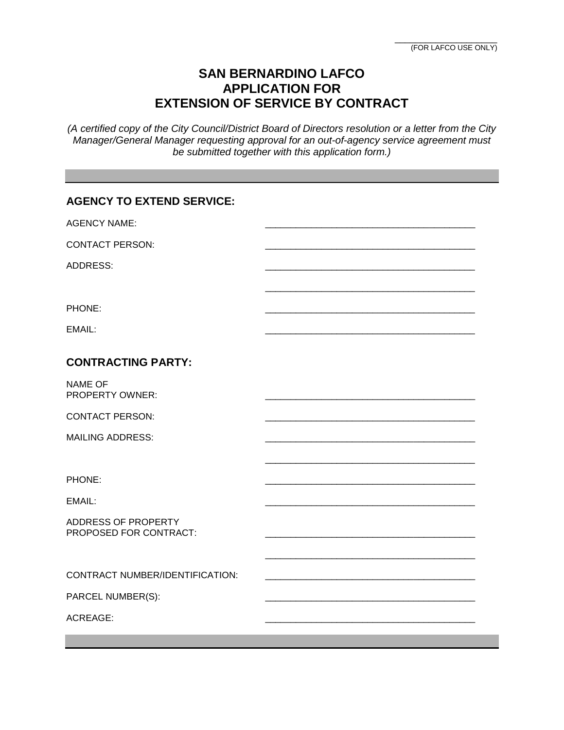\_\_\_\_\_\_\_\_\_\_\_\_\_\_\_\_\_\_\_\_\_\_
(FOR LAFCO USE ONLY)

# SAN BERNARDINO LAFCO
# APPLICATION FOR
# EXTENSION OF SERVICE BY CONTRACT

*(A certified copy of the City Council/District Board of Directors resolution or a letter from the City Manager/General Manager requesting approval for an out-of-agency service agreement must be submitted together with this application form.)*

---

## AGENCY TO EXTEND SERVICE:

AGENCY NAME: \_\_\_\_\_\_\_\_\_\_\_\_\_\_\_\_\_\_\_\_\_\_\_\_\_\_\_\_\_\_\_\_\_\_\_\_\_\_\_\_

CONTACT PERSON: \_\_\_\_\_\_\_\_\_\_\_\_\_\_\_\_\_\_\_\_\_\_\_\_\_\_\_\_\_\_\_\_\_\_\_\_\_\_\_\_

ADDRESS: \_\_\_\_\_\_\_\_\_\_\_\_\_\_\_\_\_\_\_\_\_\_\_\_\_\_\_\_\_\_\_\_\_\_\_\_\_\_\_\_

\_\_\_\_\_\_\_\_\_\_\_\_\_\_\_\_\_\_\_\_\_\_\_\_\_\_\_\_\_\_\_\_\_\_\_\_\_\_\_\_

PHONE: \_\_\_\_\_\_\_\_\_\_\_\_\_\_\_\_\_\_\_\_\_\_\_\_\_\_\_\_\_\_\_\_\_\_\_\_\_\_\_\_

EMAIL: \_\_\_\_\_\_\_\_\_\_\_\_\_\_\_\_\_\_\_\_\_\_\_\_\_\_\_\_\_\_\_\_\_\_\_\_\_\_\_\_

## CONTRACTING PARTY:

NAME OF PROPERTY OWNER: \_\_\_\_\_\_\_\_\_\_\_\_\_\_\_\_\_\_\_\_\_\_\_\_\_\_\_\_\_\_\_\_\_\_\_\_\_\_\_\_

CONTACT PERSON: \_\_\_\_\_\_\_\_\_\_\_\_\_\_\_\_\_\_\_\_\_\_\_\_\_\_\_\_\_\_\_\_\_\_\_\_\_\_\_\_

MAILING ADDRESS: \_\_\_\_\_\_\_\_\_\_\_\_\_\_\_\_\_\_\_\_\_\_\_\_\_\_\_\_\_\_\_\_\_\_\_\_\_\_\_\_

\_\_\_\_\_\_\_\_\_\_\_\_\_\_\_\_\_\_\_\_\_\_\_\_\_\_\_\_\_\_\_\_\_\_\_\_\_\_\_\_

PHONE: \_\_\_\_\_\_\_\_\_\_\_\_\_\_\_\_\_\_\_\_\_\_\_\_\_\_\_\_\_\_\_\_\_\_\_\_\_\_\_\_

EMAIL: \_\_\_\_\_\_\_\_\_\_\_\_\_\_\_\_\_\_\_\_\_\_\_\_\_\_\_\_\_\_\_\_\_\_\_\_\_\_\_\_

ADDRESS OF PROPERTY PROPOSED FOR CONTRACT: \_\_\_\_\_\_\_\_\_\_\_\_\_\_\_\_\_\_\_\_\_\_\_\_\_\_\_\_\_\_\_\_\_\_\_\_\_\_\_\_

\_\_\_\_\_\_\_\_\_\_\_\_\_\_\_\_\_\_\_\_\_\_\_\_\_\_\_\_\_\_\_\_\_\_\_\_\_\_\_\_

CONTRACT NUMBER/IDENTIFICATION: \_\_\_\_\_\_\_\_\_\_\_\_\_\_\_\_\_\_\_\_\_\_\_\_\_\_\_\_\_\_\_\_\_\_\_\_\_\_\_\_

PARCEL NUMBER(S): \_\_\_\_\_\_\_\_\_\_\_\_\_\_\_\_\_\_\_\_\_\_\_\_\_\_\_\_\_\_\_\_\_\_\_\_\_\_\_\_

ACREAGE: \_\_\_\_\_\_\_\_\_\_\_\_\_\_\_\_\_\_\_\_\_\_\_\_\_\_\_\_\_\_\_\_\_\_\_\_\_\_\_\_

---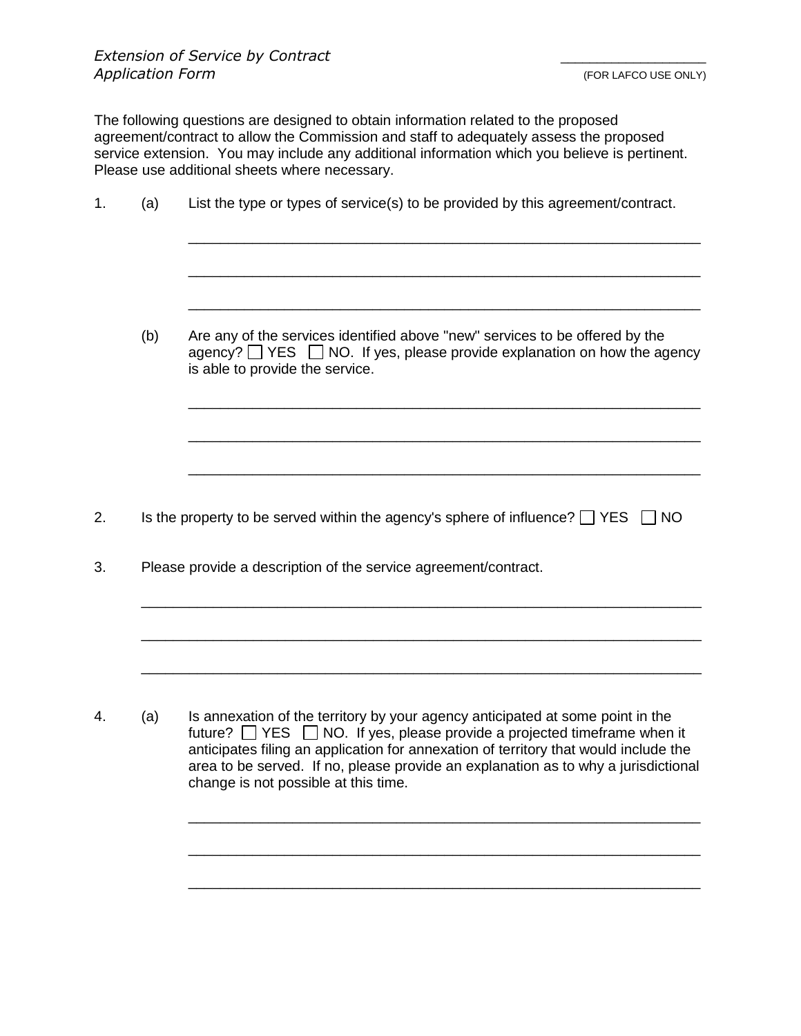*Extension of Service by Contract*
*Application Form*

\_\_\_\_\_\_\_\_\_\_\_\_\_\_\_\_\_\_
(FOR LAFCO USE ONLY)

The following questions are designed to obtain information related to the proposed agreement/contract to allow the Commission and staff to adequately assess the proposed service extension. You may include any additional information which you believe is pertinent. Please use additional sheets where necessary.

1. (a) List the type or types of service(s) to be provided by this agreement/contract.

   ______________________________________________________________

   ______________________________________________________________

   ______________________________________________________________

   (b) Are any of the services identified above "new" services to be offered by the agency? ☐ YES ☐ NO. If yes, please provide explanation on how the agency is able to provide the service.

   ______________________________________________________________

   ______________________________________________________________

   ______________________________________________________________

2. Is the property to be served within the agency's sphere of influence? ☐ YES ☐ NO

3. Please provide a description of the service agreement/contract.

   ______________________________________________________________

   ______________________________________________________________

   ______________________________________________________________

4. (a) Is annexation of the territory by your agency anticipated at some point in the future? ☐ YES ☐ NO. If yes, please provide a projected timeframe when it anticipates filing an application for annexation of territory that would include the area to be served. If no, please provide an explanation as to why a jurisdictional change is not possible at this time.

   ______________________________________________________________

   ______________________________________________________________

   ______________________________________________________________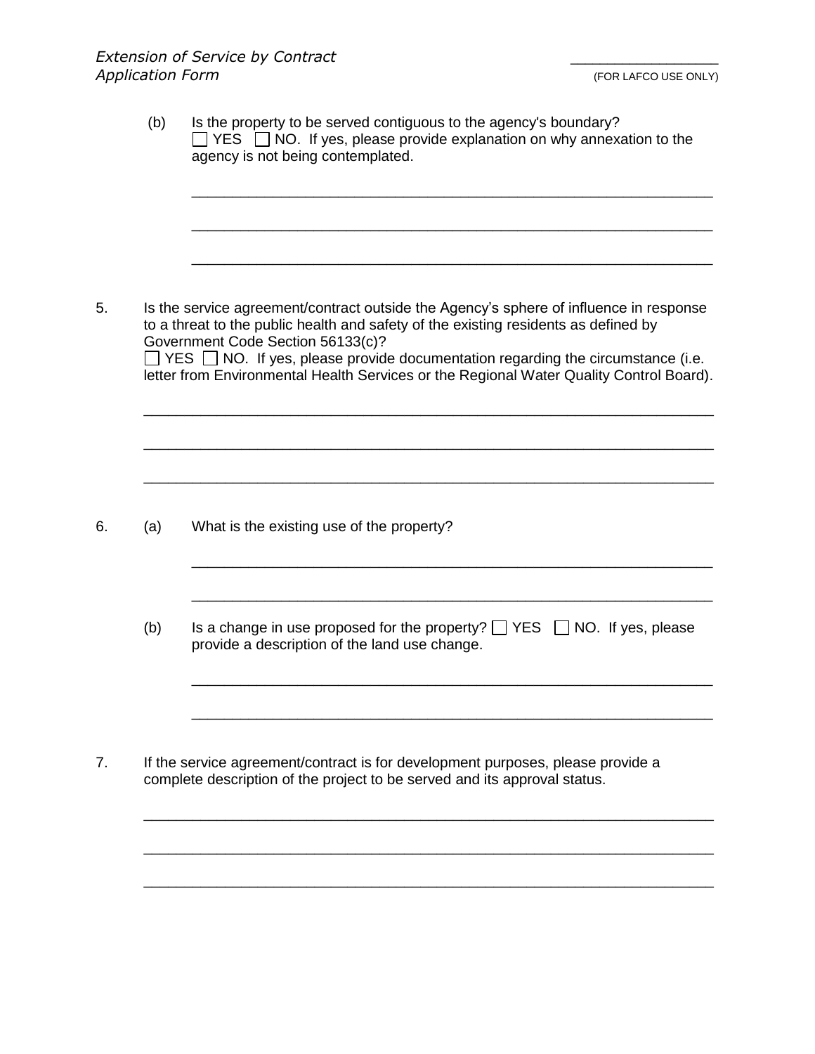(b) Is the property to be served contiguous to the agency's boundary?
☐ YES ☐ NO. If yes, please provide explanation on why annexation to the agency is not being contemplated.

______________________________________________________________

______________________________________________________________

______________________________________________________________

5. Is the service agreement/contract outside the Agency's sphere of influence in response to a threat to the public health and safety of the existing residents as defined by Government Code Section 56133(c)?
☐ YES ☐ NO. If yes, please provide documentation regarding the circumstance (i.e. letter from Environmental Health Services or the Regional Water Quality Control Board).

______________________________________________________________

______________________________________________________________

______________________________________________________________

6. (a) What is the existing use of the property?

______________________________________________________________

______________________________________________________________

(b) Is a change in use proposed for the property? ☐ YES ☐ NO. If yes, please provide a description of the land use change.

______________________________________________________________

______________________________________________________________

7. If the service agreement/contract is for development purposes, please provide a complete description of the project to be served and its approval status.

______________________________________________________________

______________________________________________________________

______________________________________________________________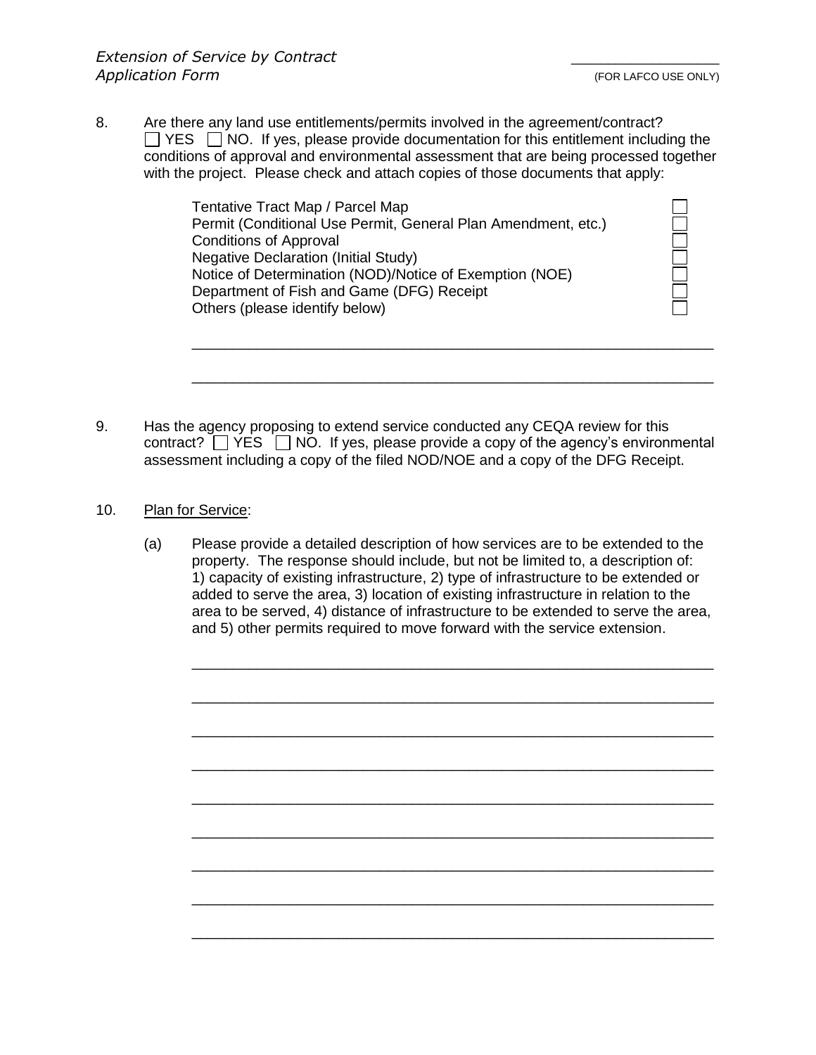8. Are there any land use entitlements/permits involved in the agreement/contract? ☐ YES ☐ NO. If yes, please provide documentation for this entitlement including the conditions of approval and environmental assessment that are being processed together with the project. Please check and attach copies of those documents that apply:

   | | |
   |---|---|
   | Tentative Tract Map / Parcel Map | ☐ |
   | Permit (Conditional Use Permit, General Plan Amendment, etc.) | ☐ |
   | Conditions of Approval | ☐ |
   | Negative Declaration (Initial Study) | ☐ |
   | Notice of Determination (NOD)/Notice of Exemption (NOE) | ☐ |
   | Department of Fish and Game (DFG) Receipt | ☐ |
   | Others (please identify below) | ☐ |

   ______________________________________________________________

   ______________________________________________________________

9. Has the agency proposing to extend service conducted any CEQA review for this contract? ☐ YES ☐ NO. If yes, please provide a copy of the agency's environmental assessment including a copy of the filed NOD/NOE and a copy of the DFG Receipt.

10. <u>Plan for Service</u>:

    (a) Please provide a detailed description of how services are to be extended to the property. The response should include, but not be limited to, a description of: 1) capacity of existing infrastructure, 2) type of infrastructure to be extended or added to serve the area, 3) location of existing infrastructure in relation to the area to be served, 4) distance of infrastructure to be extended to serve the area, and 5) other permits required to move forward with the service extension.

    ______________________________________________________________

    ______________________________________________________________

    ______________________________________________________________

    ______________________________________________________________

    ______________________________________________________________

    ______________________________________________________________

    ______________________________________________________________

    ______________________________________________________________

    ______________________________________________________________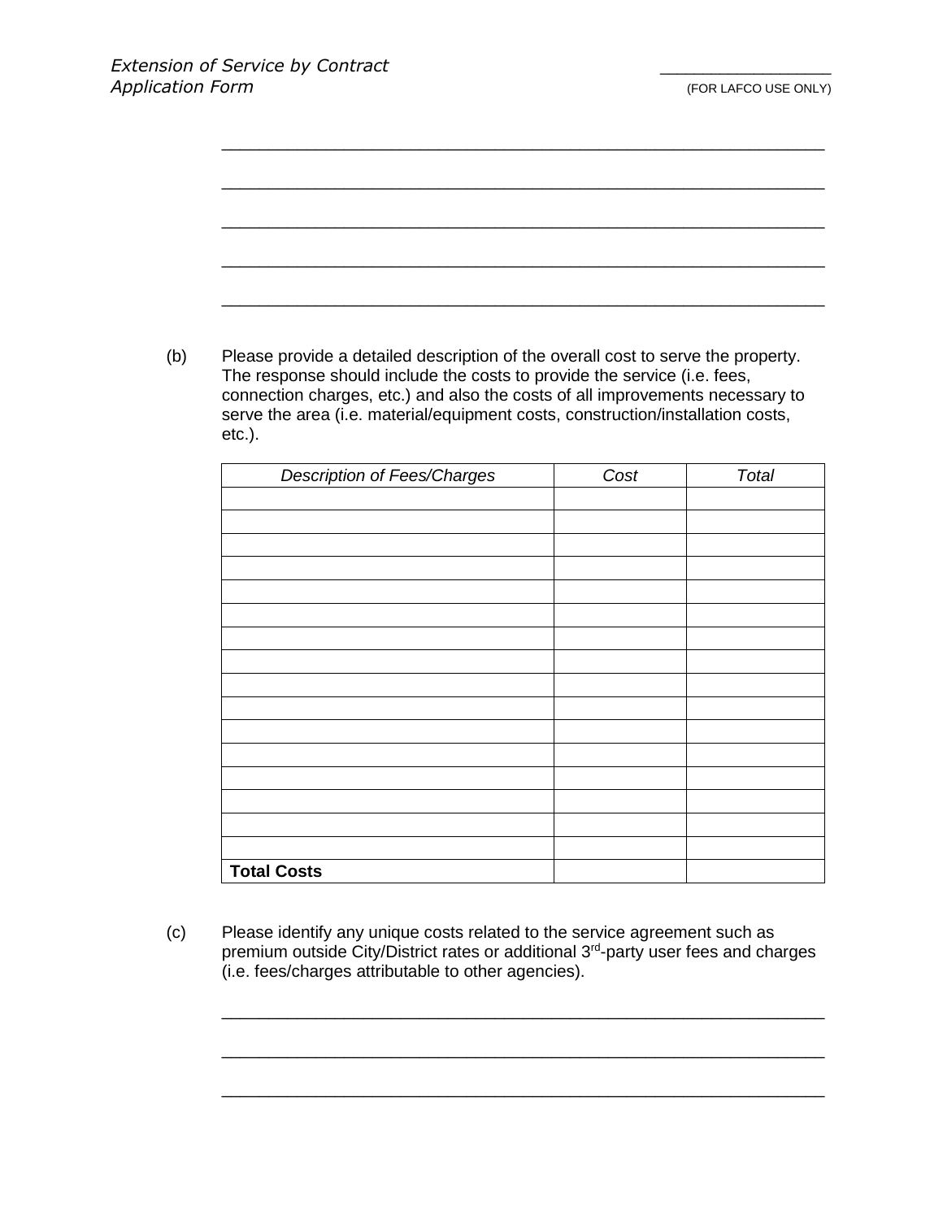\_\_\_\_\_\_\_\_\_\_\_\_\_\_\_\_\_\_\_\_\_\_\_\_\_\_\_\_\_\_\_\_\_\_\_\_\_\_\_\_\_\_\_\_\_\_\_\_\_\_\_\_\_\_\_\_\_\_\_\_

\_\_\_\_\_\_\_\_\_\_\_\_\_\_\_\_\_\_\_\_\_\_\_\_\_\_\_\_\_\_\_\_\_\_\_\_\_\_\_\_\_\_\_\_\_\_\_\_\_\_\_\_\_\_\_\_\_\_\_\_

\_\_\_\_\_\_\_\_\_\_\_\_\_\_\_\_\_\_\_\_\_\_\_\_\_\_\_\_\_\_\_\_\_\_\_\_\_\_\_\_\_\_\_\_\_\_\_\_\_\_\_\_\_\_\_\_\_\_\_\_

\_\_\_\_\_\_\_\_\_\_\_\_\_\_\_\_\_\_\_\_\_\_\_\_\_\_\_\_\_\_\_\_\_\_\_\_\_\_\_\_\_\_\_\_\_\_\_\_\_\_\_\_\_\_\_\_\_\_\_\_

\_\_\_\_\_\_\_\_\_\_\_\_\_\_\_\_\_\_\_\_\_\_\_\_\_\_\_\_\_\_\_\_\_\_\_\_\_\_\_\_\_\_\_\_\_\_\_\_\_\_\_\_\_\_\_\_\_\_\_\_

(b) Please provide a detailed description of the overall cost to serve the property. The response should include the costs to provide the service (i.e. fees, connection charges, etc.) and also the costs of all improvements necessary to serve the area (i.e. material/equipment costs, construction/installation costs, etc.).

| *Description of Fees/Charges* | *Cost* | *Total* |
|---|---|---|
| | | |
| | | |
| | | |
| | | |
| | | |
| | | |
| | | |
| | | |
| | | |
| | | |
| | | |
| | | |
| | | |
| | | |
| | | |
| | | |
| **Total Costs** | | |

(c) Please identify any unique costs related to the service agreement such as premium outside City/District rates or additional 3rd-party user fees and charges (i.e. fees/charges attributable to other agencies).

\_\_\_\_\_\_\_\_\_\_\_\_\_\_\_\_\_\_\_\_\_\_\_\_\_\_\_\_\_\_\_\_\_\_\_\_\_\_\_\_\_\_\_\_\_\_\_\_\_\_\_\_\_\_\_\_\_\_\_\_

\_\_\_\_\_\_\_\_\_\_\_\_\_\_\_\_\_\_\_\_\_\_\_\_\_\_\_\_\_\_\_\_\_\_\_\_\_\_\_\_\_\_\_\_\_\_\_\_\_\_\_\_\_\_\_\_\_\_\_\_

\_\_\_\_\_\_\_\_\_\_\_\_\_\_\_\_\_\_\_\_\_\_\_\_\_\_\_\_\_\_\_\_\_\_\_\_\_\_\_\_\_\_\_\_\_\_\_\_\_\_\_\_\_\_\_\_\_\_\_\_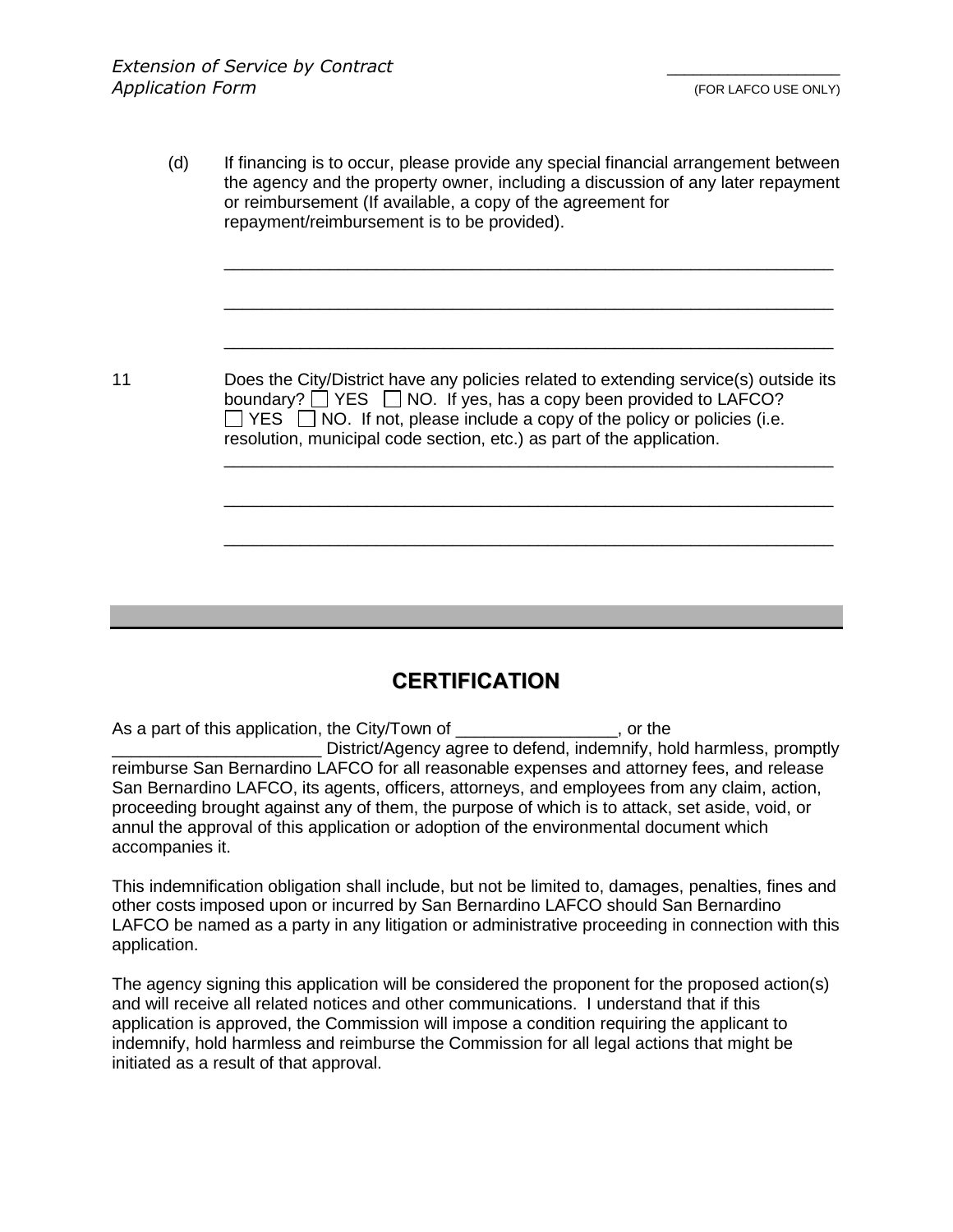(d) If financing is to occur, please provide any special financial arrangement between the agency and the property owner, including a discussion of any later repayment or reimbursement (If available, a copy of the agreement for repayment/reimbursement is to be provided).

_______________________________________________________________

_______________________________________________________________

_______________________________________________________________

11 Does the City/District have any policies related to extending service(s) outside its boundary? ☐ YES ☐ NO. If yes, has a copy been provided to LAFCO? ☐ YES ☐ NO. If not, please include a copy of the policy or policies (i.e. resolution, municipal code section, etc.) as part of the application.

_______________________________________________________________

_______________________________________________________________

_______________________________________________________________

## CERTIFICATION

As a part of this application, the City/Town of ________________, or the ______________________ District/Agency agree to defend, indemnify, hold harmless, promptly reimburse San Bernardino LAFCO for all reasonable expenses and attorney fees, and release San Bernardino LAFCO, its agents, officers, attorneys, and employees from any claim, action, proceeding brought against any of them, the purpose of which is to attack, set aside, void, or annul the approval of this application or adoption of the environmental document which accompanies it.

This indemnification obligation shall include, but not be limited to, damages, penalties, fines and other costs imposed upon or incurred by San Bernardino LAFCO should San Bernardino LAFCO be named as a party in any litigation or administrative proceeding in connection with this application.

The agency signing this application will be considered the proponent for the proposed action(s) and will receive all related notices and other communications. I understand that if this application is approved, the Commission will impose a condition requiring the applicant to indemnify, hold harmless and reimburse the Commission for all legal actions that might be initiated as a result of that approval.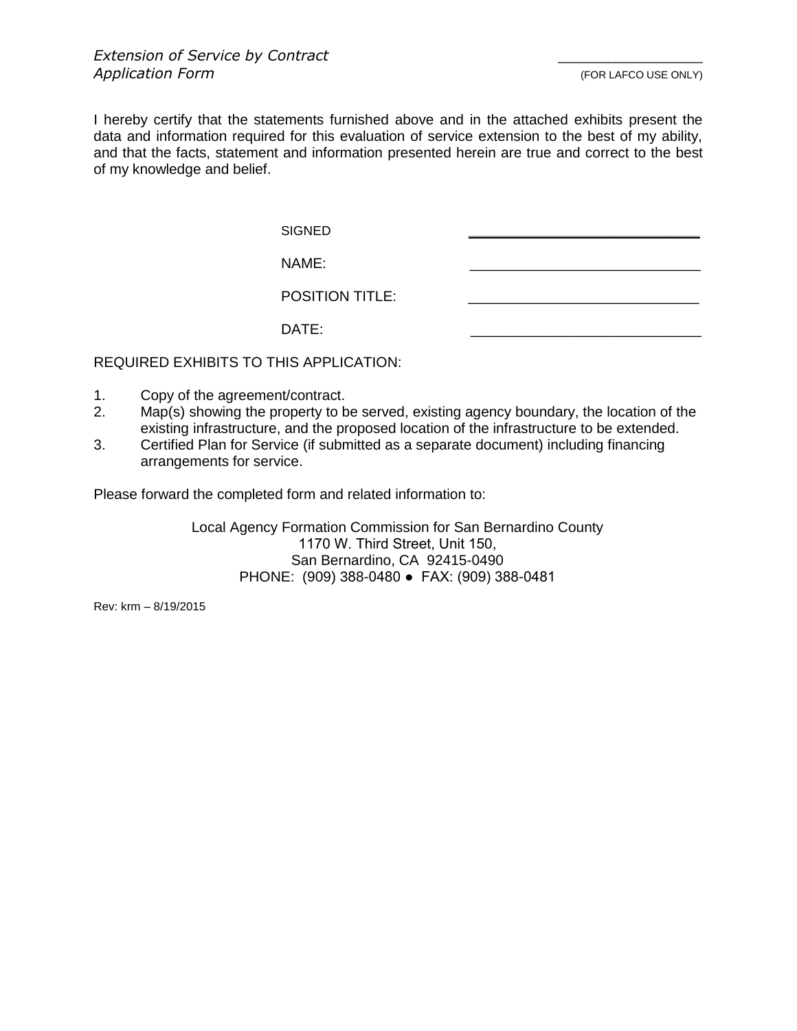*Extension of Service by Contract* ___________________
*Application Form* (FOR LAFCO USE ONLY)

I hereby certify that the statements furnished above and in the attached exhibits present the data and information required for this evaluation of service extension to the best of my ability, and that the facts, statement and information presented herein are true and correct to the best of my knowledge and belief.

SIGNED _____________________________

NAME: _____________________________

POSITION TITLE: _____________________________

DATE: _____________________________

REQUIRED EXHIBITS TO THIS APPLICATION:

1. Copy of the agreement/contract.
2. Map(s) showing the property to be served, existing agency boundary, the location of the existing infrastructure, and the proposed location of the infrastructure to be extended.
3. Certified Plan for Service (if submitted as a separate document) including financing arrangements for service.

Please forward the completed form and related information to:

Local Agency Formation Commission for San Bernardino County
1170 W. Third Street, Unit 150,
San Bernardino, CA 92415-0490
PHONE: (909) 388-0480 ● FAX: (909) 388-0481

Rev: krm – 8/19/2015